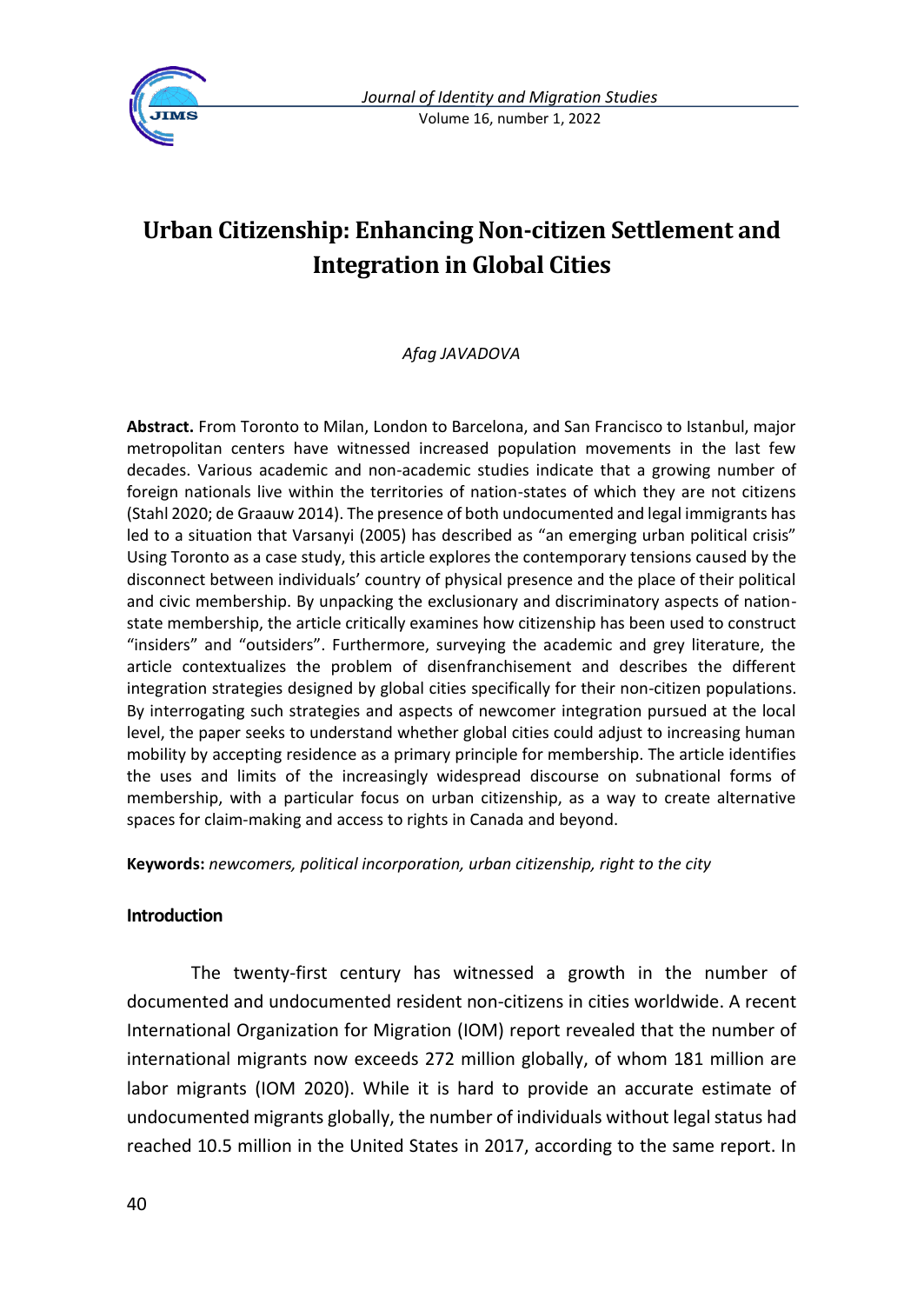# Urban Citizenship: Enhancing Non-citizen Settlement and Integration in Global Cities

*Afag JAVADOVA*

**Abstract.** From Toronto to Milan, London to Barcelona, and San Francisco to Istanbul, major metropolitan centers have witnessed increased population movements in the last few decades. Various academic and non-academic studies indicate that a growing number of foreign nationals live within the territories of nation-states of which they are not citizens (Stahl 2020; de Graauw 2014). The presence of both undocumented and legal immigrants has led to a situation that Varsanyi (2005) has described as "an emerging urban political crisis" Using Toronto as a case study, this article explores the contemporary tensions caused by the disconnect between individuals' country of physical presence and the place of their political and civic membership. By unpacking the exclusionary and discriminatory aspects of nation-state membership, the article critically examines how citizenship has been used to construct "insiders" and "outsiders". Furthermore, surveying the academic and grey literature, the article contextualizes the problem of disenfranchisement and describes the different integration strategies designed by global cities specifically for their non-citizen populations. By interrogating such strategies and aspects of newcomer integration pursued at the local level, the paper seeks to understand whether global cities could adjust to increasing human mobility by accepting residence as a primary principle for membership. The article identifies the uses and limits of the increasingly widespread discourse on subnational forms of membership, with a particular focus on urban citizenship, as a way to create alternative spaces for claim-making and access to rights in Canada and beyond.

**Keywords:** *newcomers, political incorporation, urban citizenship, right to the city*

## Introduction

The twenty-first century has witnessed a growth in the number of documented and undocumented resident non-citizens in cities worldwide. A recent International Organization for Migration (IOM) report revealed that the number of international migrants now exceeds 272 million globally, of whom 181 million are labor migrants (IOM 2020). While it is hard to provide an accurate estimate of undocumented migrants globally, the number of individuals without legal status had reached 10.5 million in the United States in 2017, according to the same report. In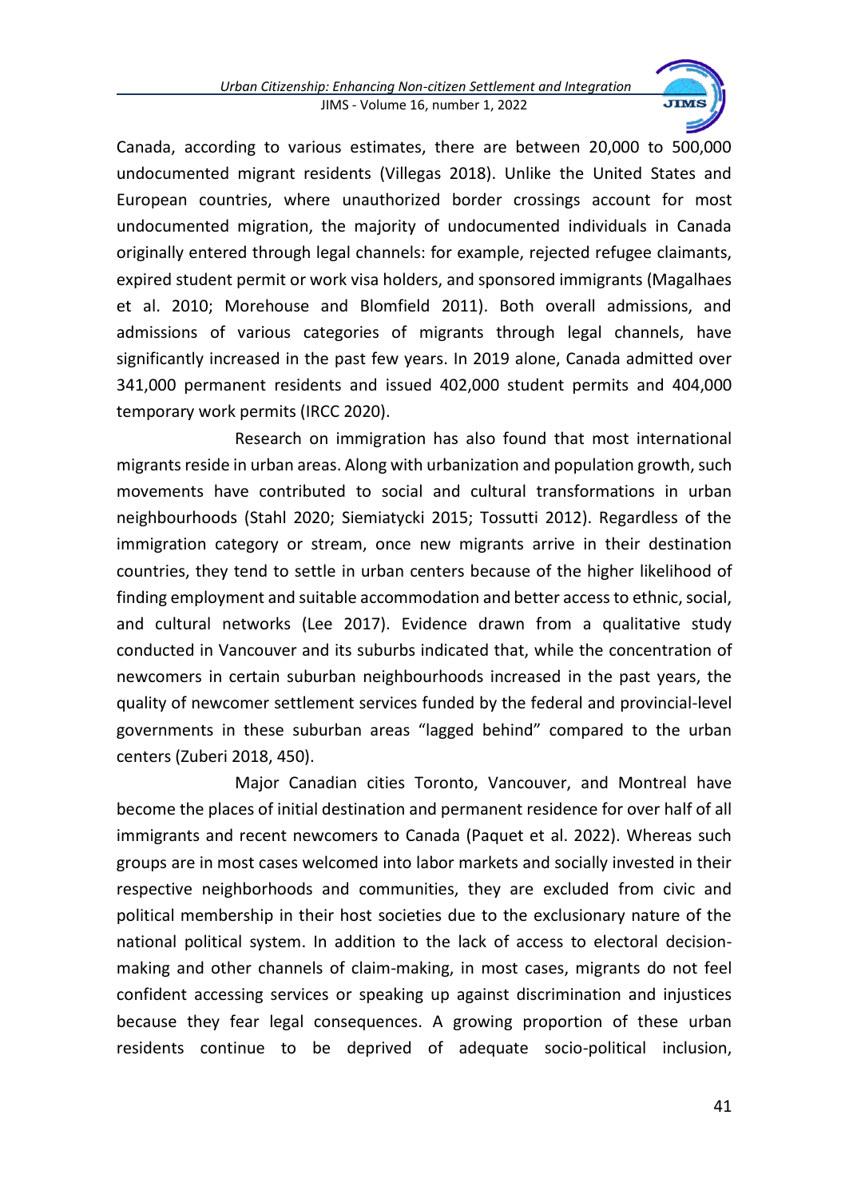Canada, according to various estimates, there are between 20,000 to 500,000 undocumented migrant residents (Villegas 2018). Unlike the United States and European countries, where unauthorized border crossings account for most undocumented migration, the majority of undocumented individuals in Canada originally entered through legal channels: for example, rejected refugee claimants, expired student permit or work visa holders, and sponsored immigrants (Magalhaes et al. 2010; Morehouse and Blomfield 2011). Both overall admissions, and admissions of various categories of migrants through legal channels, have significantly increased in the past few years. In 2019 alone, Canada admitted over 341,000 permanent residents and issued 402,000 student permits and 404,000 temporary work permits (IRCC 2020).

Research on immigration has also found that most international migrants reside in urban areas. Along with urbanization and population growth, such movements have contributed to social and cultural transformations in urban neighbourhoods (Stahl 2020; Siemiatycki 2015; Tossutti 2012). Regardless of the immigration category or stream, once new migrants arrive in their destination countries, they tend to settle in urban centers because of the higher likelihood of finding employment and suitable accommodation and better access to ethnic, social, and cultural networks (Lee 2017). Evidence drawn from a qualitative study conducted in Vancouver and its suburbs indicated that, while the concentration of newcomers in certain suburban neighbourhoods increased in the past years, the quality of newcomer settlement services funded by the federal and provincial-level governments in these suburban areas "lagged behind" compared to the urban centers (Zuberi 2018, 450).

Major Canadian cities Toronto, Vancouver, and Montreal have become the places of initial destination and permanent residence for over half of all immigrants and recent newcomers to Canada (Paquet et al. 2022). Whereas such groups are in most cases welcomed into labor markets and socially invested in their respective neighborhoods and communities, they are excluded from civic and political membership in their host societies due to the exclusionary nature of the national political system. In addition to the lack of access to electoral decision-making and other channels of claim-making, in most cases, migrants do not feel confident accessing services or speaking up against discrimination and injustices because they fear legal consequences. A growing proportion of these urban residents continue to be deprived of adequate socio-political inclusion,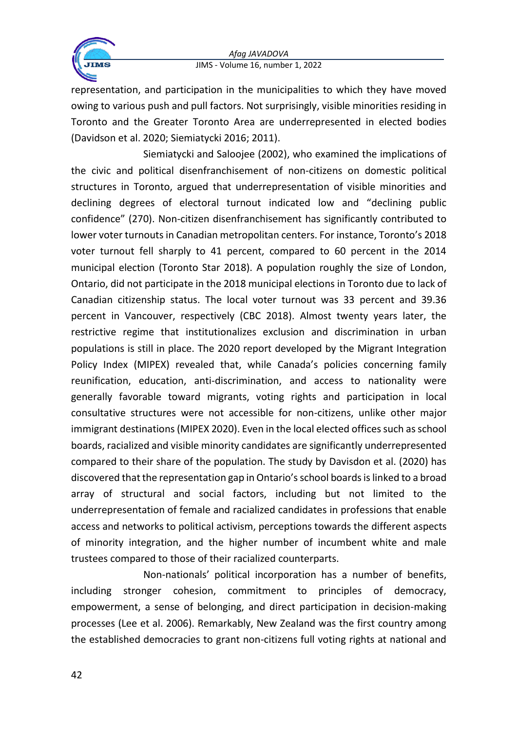representation, and participation in the municipalities to which they have moved owing to various push and pull factors. Not surprisingly, visible minorities residing in Toronto and the Greater Toronto Area are underrepresented in elected bodies (Davidson et al. 2020; Siemiatycki 2016; 2011).

Siemiatycki and Saloojee (2002), who examined the implications of the civic and political disenfranchisement of non-citizens on domestic political structures in Toronto, argued that underrepresentation of visible minorities and declining degrees of electoral turnout indicated low and "declining public confidence" (270). Non-citizen disenfranchisement has significantly contributed to lower voter turnouts in Canadian metropolitan centers. For instance, Toronto's 2018 voter turnout fell sharply to 41 percent, compared to 60 percent in the 2014 municipal election (Toronto Star 2018). A population roughly the size of London, Ontario, did not participate in the 2018 municipal elections in Toronto due to lack of Canadian citizenship status. The local voter turnout was 33 percent and 39.36 percent in Vancouver, respectively (CBC 2018). Almost twenty years later, the restrictive regime that institutionalizes exclusion and discrimination in urban populations is still in place. The 2020 report developed by the Migrant Integration Policy Index (MIPEX) revealed that, while Canada's policies concerning family reunification, education, anti-discrimination, and access to nationality were generally favorable toward migrants, voting rights and participation in local consultative structures were not accessible for non-citizens, unlike other major immigrant destinations (MIPEX 2020). Even in the local elected offices such as school boards, racialized and visible minority candidates are significantly underrepresented compared to their share of the population. The study by Davisdon et al. (2020) has discovered that the representation gap in Ontario's school boards is linked to a broad array of structural and social factors, including but not limited to the underrepresentation of female and racialized candidates in professions that enable access and networks to political activism, perceptions towards the different aspects of minority integration, and the higher number of incumbent white and male trustees compared to those of their racialized counterparts.

Non-nationals' political incorporation has a number of benefits, including stronger cohesion, commitment to principles of democracy, empowerment, a sense of belonging, and direct participation in decision-making processes (Lee et al. 2006). Remarkably, New Zealand was the first country among the established democracies to grant non-citizens full voting rights at national and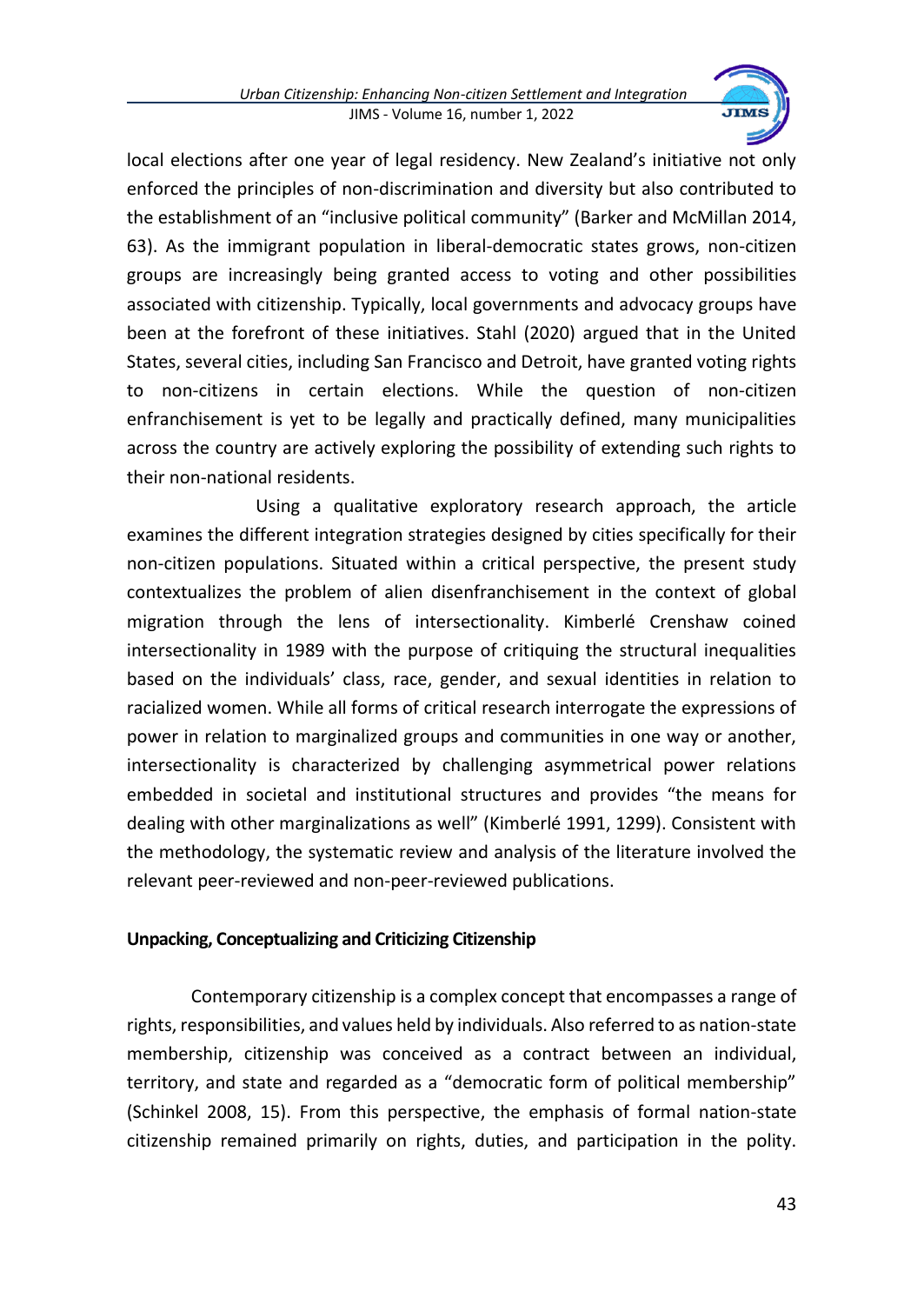local elections after one year of legal residency. New Zealand's initiative not only enforced the principles of non-discrimination and diversity but also contributed to the establishment of an "inclusive political community" (Barker and McMillan 2014, 63). As the immigrant population in liberal-democratic states grows, non-citizen groups are increasingly being granted access to voting and other possibilities associated with citizenship. Typically, local governments and advocacy groups have been at the forefront of these initiatives. Stahl (2020) argued that in the United States, several cities, including San Francisco and Detroit, have granted voting rights to non-citizens in certain elections. While the question of non-citizen enfranchisement is yet to be legally and practically defined, many municipalities across the country are actively exploring the possibility of extending such rights to their non-national residents.

Using a qualitative exploratory research approach, the article examines the different integration strategies designed by cities specifically for their non-citizen populations. Situated within a critical perspective, the present study contextualizes the problem of alien disenfranchisement in the context of global migration through the lens of intersectionality. Kimberlé Crenshaw coined intersectionality in 1989 with the purpose of critiquing the structural inequalities based on the individuals' class, race, gender, and sexual identities in relation to racialized women. While all forms of critical research interrogate the expressions of power in relation to marginalized groups and communities in one way or another, intersectionality is characterized by challenging asymmetrical power relations embedded in societal and institutional structures and provides "the means for dealing with other marginalizations as well" (Kimberlé 1991, 1299). Consistent with the methodology, the systematic review and analysis of the literature involved the relevant peer-reviewed and non-peer-reviewed publications.

## Unpacking, Conceptualizing and Criticizing Citizenship

Contemporary citizenship is a complex concept that encompasses a range of rights, responsibilities, and values held by individuals. Also referred to as nation-state membership, citizenship was conceived as a contract between an individual, territory, and state and regarded as a "democratic form of political membership" (Schinkel 2008, 15). From this perspective, the emphasis of formal nation-state citizenship remained primarily on rights, duties, and participation in the polity.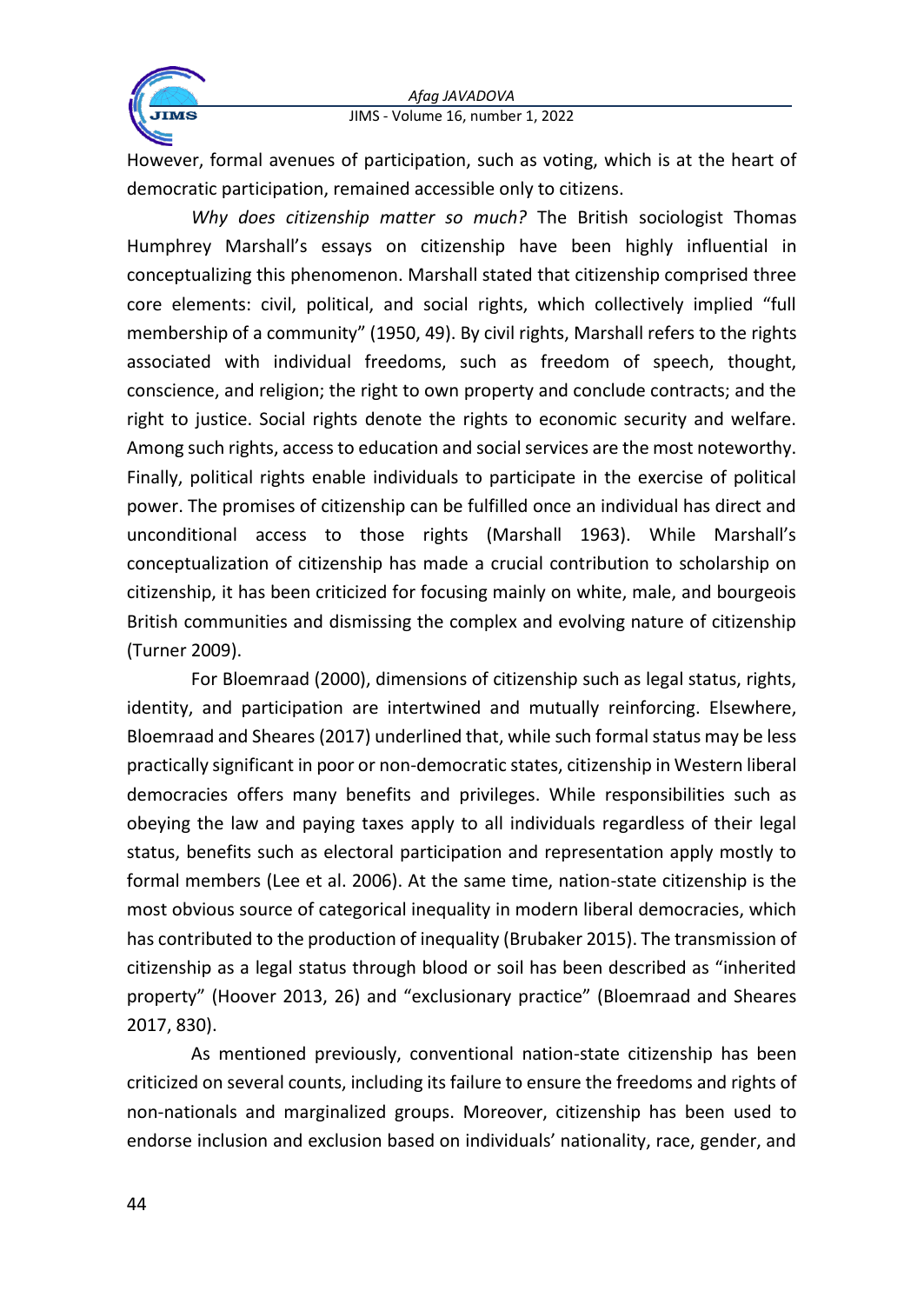However, formal avenues of participation, such as voting, which is at the heart of democratic participation, remained accessible only to citizens.

*Why does citizenship matter so much?* The British sociologist Thomas Humphrey Marshall's essays on citizenship have been highly influential in conceptualizing this phenomenon. Marshall stated that citizenship comprised three core elements: civil, political, and social rights, which collectively implied "full membership of a community" (1950, 49). By civil rights, Marshall refers to the rights associated with individual freedoms, such as freedom of speech, thought, conscience, and religion; the right to own property and conclude contracts; and the right to justice. Social rights denote the rights to economic security and welfare. Among such rights, access to education and social services are the most noteworthy. Finally, political rights enable individuals to participate in the exercise of political power. The promises of citizenship can be fulfilled once an individual has direct and unconditional access to those rights (Marshall 1963). While Marshall's conceptualization of citizenship has made a crucial contribution to scholarship on citizenship, it has been criticized for focusing mainly on white, male, and bourgeois British communities and dismissing the complex and evolving nature of citizenship (Turner 2009).

For Bloemraad (2000), dimensions of citizenship such as legal status, rights, identity, and participation are intertwined and mutually reinforcing. Elsewhere, Bloemraad and Sheares (2017) underlined that, while such formal status may be less practically significant in poor or non-democratic states, citizenship in Western liberal democracies offers many benefits and privileges. While responsibilities such as obeying the law and paying taxes apply to all individuals regardless of their legal status, benefits such as electoral participation and representation apply mostly to formal members (Lee et al. 2006). At the same time, nation-state citizenship is the most obvious source of categorical inequality in modern liberal democracies, which has contributed to the production of inequality (Brubaker 2015). The transmission of citizenship as a legal status through blood or soil has been described as "inherited property" (Hoover 2013, 26) and "exclusionary practice" (Bloemraad and Sheares 2017, 830).

As mentioned previously, conventional nation-state citizenship has been criticized on several counts, including its failure to ensure the freedoms and rights of non-nationals and marginalized groups. Moreover, citizenship has been used to endorse inclusion and exclusion based on individuals' nationality, race, gender, and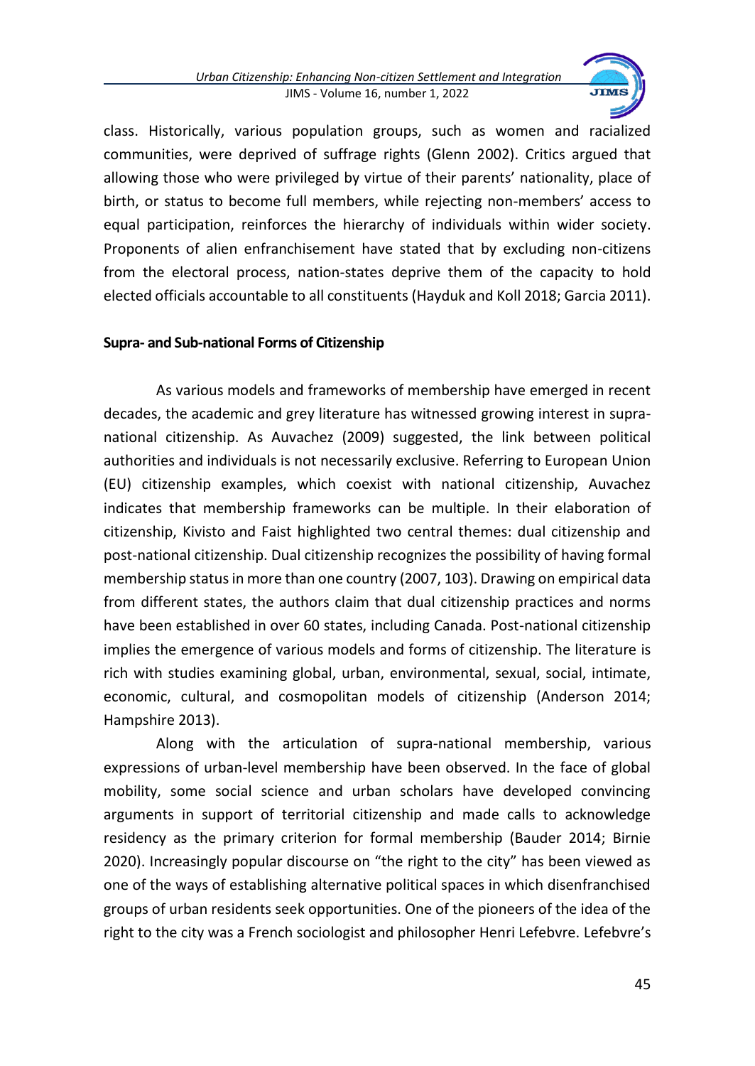class. Historically, various population groups, such as women and racialized communities, were deprived of suffrage rights (Glenn 2002). Critics argued that allowing those who were privileged by virtue of their parents' nationality, place of birth, or status to become full members, while rejecting non-members' access to equal participation, reinforces the hierarchy of individuals within wider society. Proponents of alien enfranchisement have stated that by excluding non-citizens from the electoral process, nation-states deprive them of the capacity to hold elected officials accountable to all constituents (Hayduk and Koll 2018; Garcia 2011).

**Supra- and Sub-national Forms of Citizenship**

As various models and frameworks of membership have emerged in recent decades, the academic and grey literature has witnessed growing interest in supra-national citizenship. As Auvachez (2009) suggested, the link between political authorities and individuals is not necessarily exclusive. Referring to European Union (EU) citizenship examples, which coexist with national citizenship, Auvachez indicates that membership frameworks can be multiple. In their elaboration of citizenship, Kivisto and Faist highlighted two central themes: dual citizenship and post-national citizenship. Dual citizenship recognizes the possibility of having formal membership status in more than one country (2007, 103). Drawing on empirical data from different states, the authors claim that dual citizenship practices and norms have been established in over 60 states, including Canada. Post-national citizenship implies the emergence of various models and forms of citizenship. The literature is rich with studies examining global, urban, environmental, sexual, social, intimate, economic, cultural, and cosmopolitan models of citizenship (Anderson 2014; Hampshire 2013).

Along with the articulation of supra-national membership, various expressions of urban-level membership have been observed. In the face of global mobility, some social science and urban scholars have developed convincing arguments in support of territorial citizenship and made calls to acknowledge residency as the primary criterion for formal membership (Bauder 2014; Birnie 2020). Increasingly popular discourse on "the right to the city" has been viewed as one of the ways of establishing alternative political spaces in which disenfranchised groups of urban residents seek opportunities. One of the pioneers of the idea of the right to the city was a French sociologist and philosopher Henri Lefebvre. Lefebvre's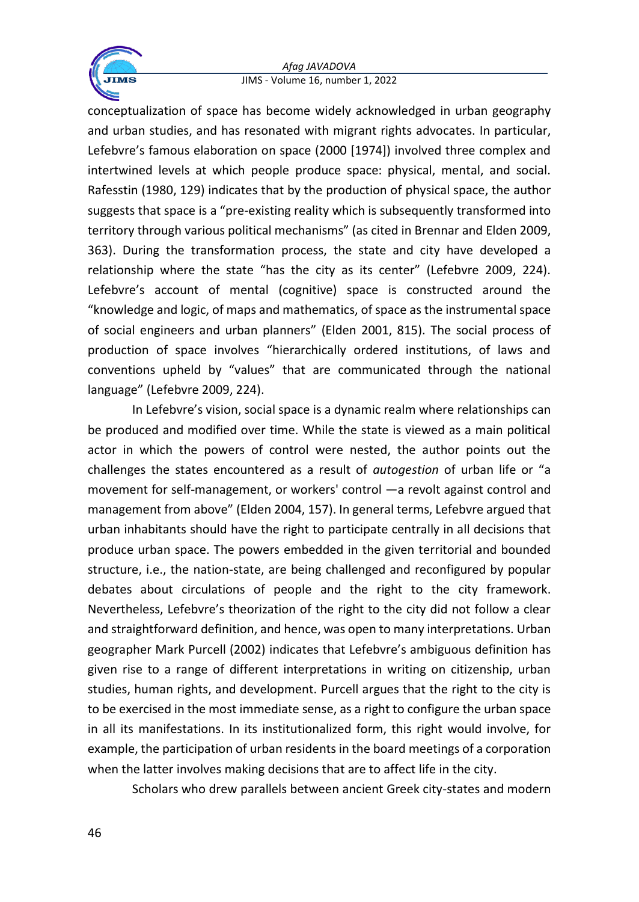conceptualization of space has become widely acknowledged in urban geography and urban studies, and has resonated with migrant rights advocates. In particular, Lefebvre's famous elaboration on space (2000 [1974]) involved three complex and intertwined levels at which people produce space: physical, mental, and social. Rafesstin (1980, 129) indicates that by the production of physical space, the author suggests that space is a "pre-existing reality which is subsequently transformed into territory through various political mechanisms" (as cited in Brennar and Elden 2009, 363). During the transformation process, the state and city have developed a relationship where the state "has the city as its center" (Lefebvre 2009, 224). Lefebvre's account of mental (cognitive) space is constructed around the "knowledge and logic, of maps and mathematics, of space as the instrumental space of social engineers and urban planners" (Elden 2001, 815). The social process of production of space involves "hierarchically ordered institutions, of laws and conventions upheld by "values" that are communicated through the national language" (Lefebvre 2009, 224).

In Lefebvre's vision, social space is a dynamic realm where relationships can be produced and modified over time. While the state is viewed as a main political actor in which the powers of control were nested, the author points out the challenges the states encountered as a result of *autogestion* of urban life or "a movement for self-management, or workers' control —a revolt against control and management from above" (Elden 2004, 157). In general terms, Lefebvre argued that urban inhabitants should have the right to participate centrally in all decisions that produce urban space. The powers embedded in the given territorial and bounded structure, i.e., the nation-state, are being challenged and reconfigured by popular debates about circulations of people and the right to the city framework. Nevertheless, Lefebvre's theorization of the right to the city did not follow a clear and straightforward definition, and hence, was open to many interpretations. Urban geographer Mark Purcell (2002) indicates that Lefebvre's ambiguous definition has given rise to a range of different interpretations in writing on citizenship, urban studies, human rights, and development. Purcell argues that the right to the city is to be exercised in the most immediate sense, as a right to configure the urban space in all its manifestations. In its institutionalized form, this right would involve, for example, the participation of urban residents in the board meetings of a corporation when the latter involves making decisions that are to affect life in the city.

Scholars who drew parallels between ancient Greek city-states and modern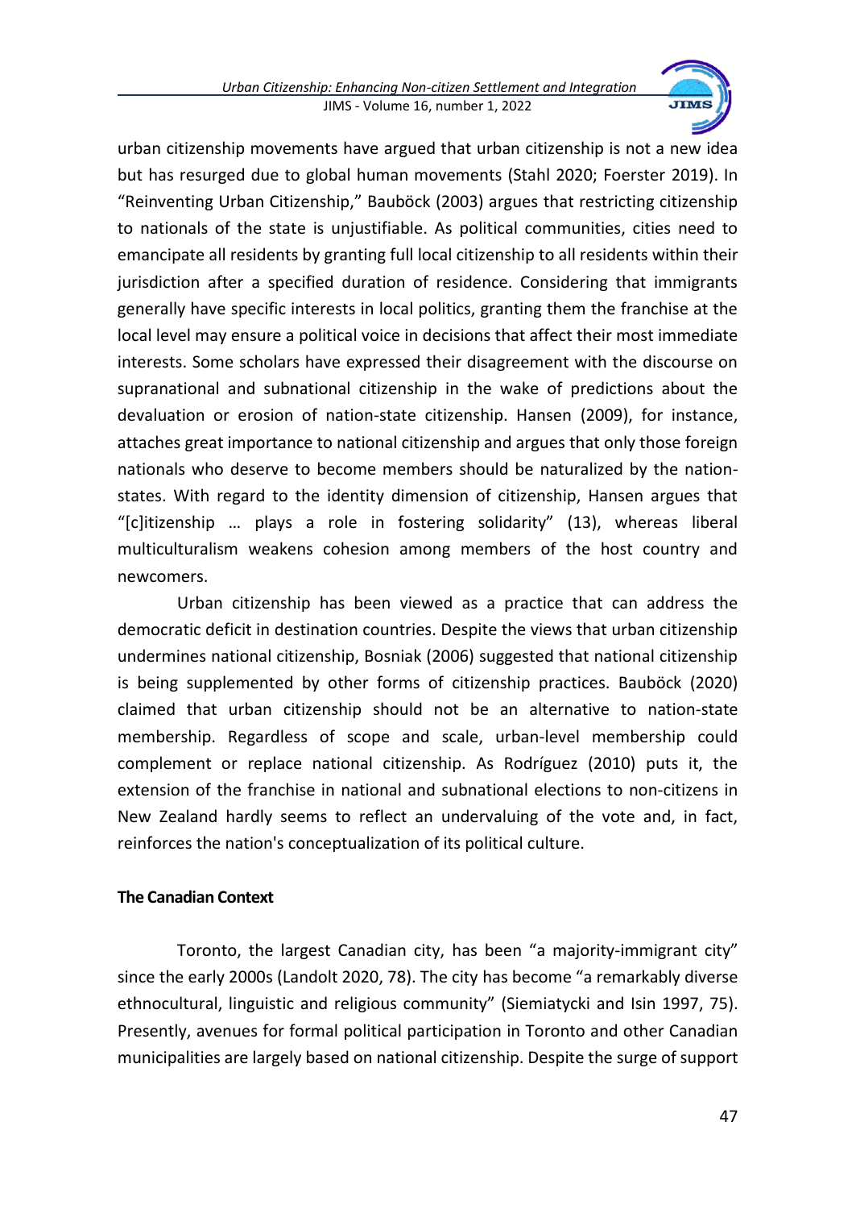urban citizenship movements have argued that urban citizenship is not a new idea but has resurged due to global human movements (Stahl 2020; Foerster 2019). In "Reinventing Urban Citizenship," Bauböck (2003) argues that restricting citizenship to nationals of the state is unjustifiable. As political communities, cities need to emancipate all residents by granting full local citizenship to all residents within their jurisdiction after a specified duration of residence. Considering that immigrants generally have specific interests in local politics, granting them the franchise at the local level may ensure a political voice in decisions that affect their most immediate interests. Some scholars have expressed their disagreement with the discourse on supranational and subnational citizenship in the wake of predictions about the devaluation or erosion of nation-state citizenship. Hansen (2009), for instance, attaches great importance to national citizenship and argues that only those foreign nationals who deserve to become members should be naturalized by the nation-states. With regard to the identity dimension of citizenship, Hansen argues that "[c]itizenship … plays a role in fostering solidarity" (13), whereas liberal multiculturalism weakens cohesion among members of the host country and newcomers.

Urban citizenship has been viewed as a practice that can address the democratic deficit in destination countries. Despite the views that urban citizenship undermines national citizenship, Bosniak (2006) suggested that national citizenship is being supplemented by other forms of citizenship practices. Bauböck (2020) claimed that urban citizenship should not be an alternative to nation-state membership. Regardless of scope and scale, urban-level membership could complement or replace national citizenship. As Rodríguez (2010) puts it, the extension of the franchise in national and subnational elections to non-citizens in New Zealand hardly seems to reflect an undervaluing of the vote and, in fact, reinforces the nation's conceptualization of its political culture.

## The Canadian Context

Toronto, the largest Canadian city, has been "a majority-immigrant city" since the early 2000s (Landolt 2020, 78). The city has become "a remarkably diverse ethnocultural, linguistic and religious community" (Siemiatycki and Isin 1997, 75). Presently, avenues for formal political participation in Toronto and other Canadian municipalities are largely based on national citizenship. Despite the surge of support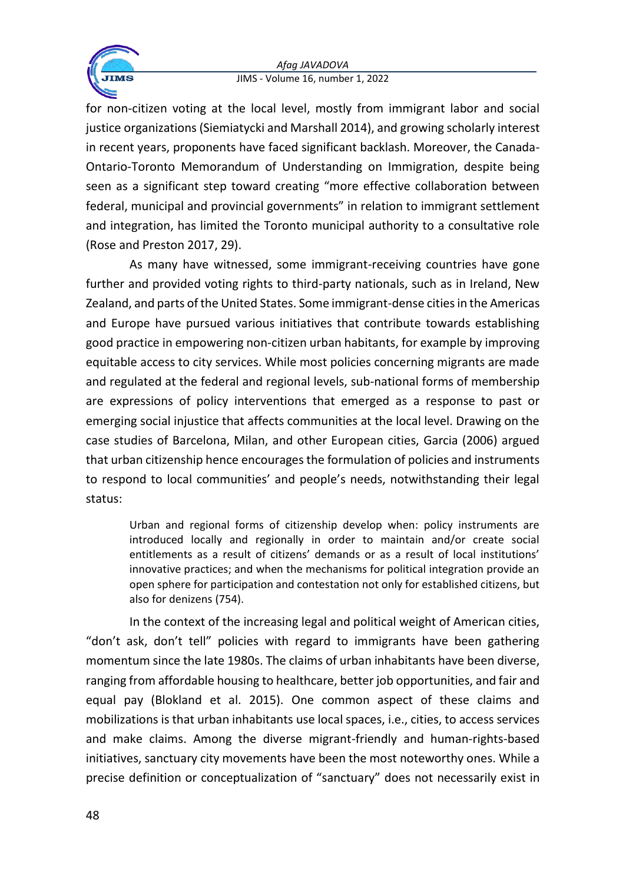for non-citizen voting at the local level, mostly from immigrant labor and social justice organizations (Siemiatycki and Marshall 2014), and growing scholarly interest in recent years, proponents have faced significant backlash. Moreover, the Canada-Ontario-Toronto Memorandum of Understanding on Immigration, despite being seen as a significant step toward creating "more effective collaboration between federal, municipal and provincial governments" in relation to immigrant settlement and integration, has limited the Toronto municipal authority to a consultative role (Rose and Preston 2017, 29).

As many have witnessed, some immigrant-receiving countries have gone further and provided voting rights to third-party nationals, such as in Ireland, New Zealand, and parts of the United States. Some immigrant-dense cities in the Americas and Europe have pursued various initiatives that contribute towards establishing good practice in empowering non-citizen urban habitants, for example by improving equitable access to city services. While most policies concerning migrants are made and regulated at the federal and regional levels, sub-national forms of membership are expressions of policy interventions that emerged as a response to past or emerging social injustice that affects communities at the local level. Drawing on the case studies of Barcelona, Milan, and other European cities, Garcia (2006) argued that urban citizenship hence encourages the formulation of policies and instruments to respond to local communities' and people's needs, notwithstanding their legal status:

> Urban and regional forms of citizenship develop when: policy instruments are introduced locally and regionally in order to maintain and/or create social entitlements as a result of citizens' demands or as a result of local institutions' innovative practices; and when the mechanisms for political integration provide an open sphere for participation and contestation not only for established citizens, but also for denizens (754).

In the context of the increasing legal and political weight of American cities, "don't ask, don't tell" policies with regard to immigrants have been gathering momentum since the late 1980s. The claims of urban inhabitants have been diverse, ranging from affordable housing to healthcare, better job opportunities, and fair and equal pay (Blokland et al. 2015). One common aspect of these claims and mobilizations is that urban inhabitants use local spaces, i.e., cities, to access services and make claims. Among the diverse migrant-friendly and human-rights-based initiatives, sanctuary city movements have been the most noteworthy ones. While a precise definition or conceptualization of "sanctuary" does not necessarily exist in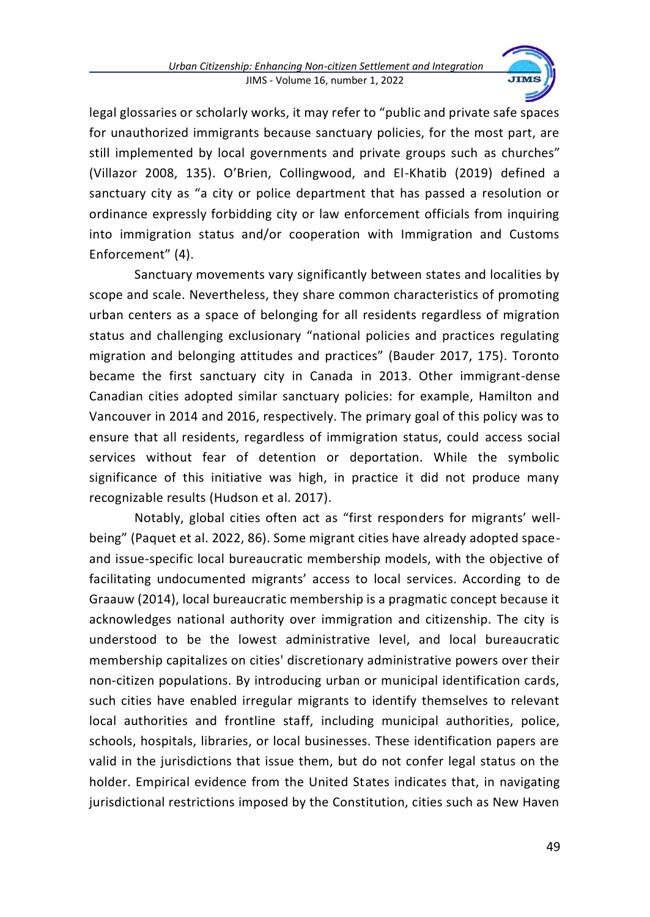legal glossaries or scholarly works, it may refer to "public and private safe spaces for unauthorized immigrants because sanctuary policies, for the most part, are still implemented by local governments and private groups such as churches" (Villazor 2008, 135). O'Brien, Collingwood, and El-Khatib (2019) defined a sanctuary city as "a city or police department that has passed a resolution or ordinance expressly forbidding city or law enforcement officials from inquiring into immigration status and/or cooperation with Immigration and Customs Enforcement" (4).

Sanctuary movements vary significantly between states and localities by scope and scale. Nevertheless, they share common characteristics of promoting urban centers as a space of belonging for all residents regardless of migration status and challenging exclusionary "national policies and practices regulating migration and belonging attitudes and practices" (Bauder 2017, 175). Toronto became the first sanctuary city in Canada in 2013. Other immigrant-dense Canadian cities adopted similar sanctuary policies: for example, Hamilton and Vancouver in 2014 and 2016, respectively. The primary goal of this policy was to ensure that all residents, regardless of immigration status, could access social services without fear of detention or deportation. While the symbolic significance of this initiative was high, in practice it did not produce many recognizable results (Hudson et al. 2017).

Notably, global cities often act as "first responders for migrants' well-being" (Paquet et al. 2022, 86). Some migrant cities have already adopted space- and issue-specific local bureaucratic membership models, with the objective of facilitating undocumented migrants' access to local services. According to de Graauw (2014), local bureaucratic membership is a pragmatic concept because it acknowledges national authority over immigration and citizenship. The city is understood to be the lowest administrative level, and local bureaucratic membership capitalizes on cities' discretionary administrative powers over their non-citizen populations. By introducing urban or municipal identification cards, such cities have enabled irregular migrants to identify themselves to relevant local authorities and frontline staff, including municipal authorities, police, schools, hospitals, libraries, or local businesses. These identification papers are valid in the jurisdictions that issue them, but do not confer legal status on the holder. Empirical evidence from the United States indicates that, in navigating jurisdictional restrictions imposed by the Constitution, cities such as New Haven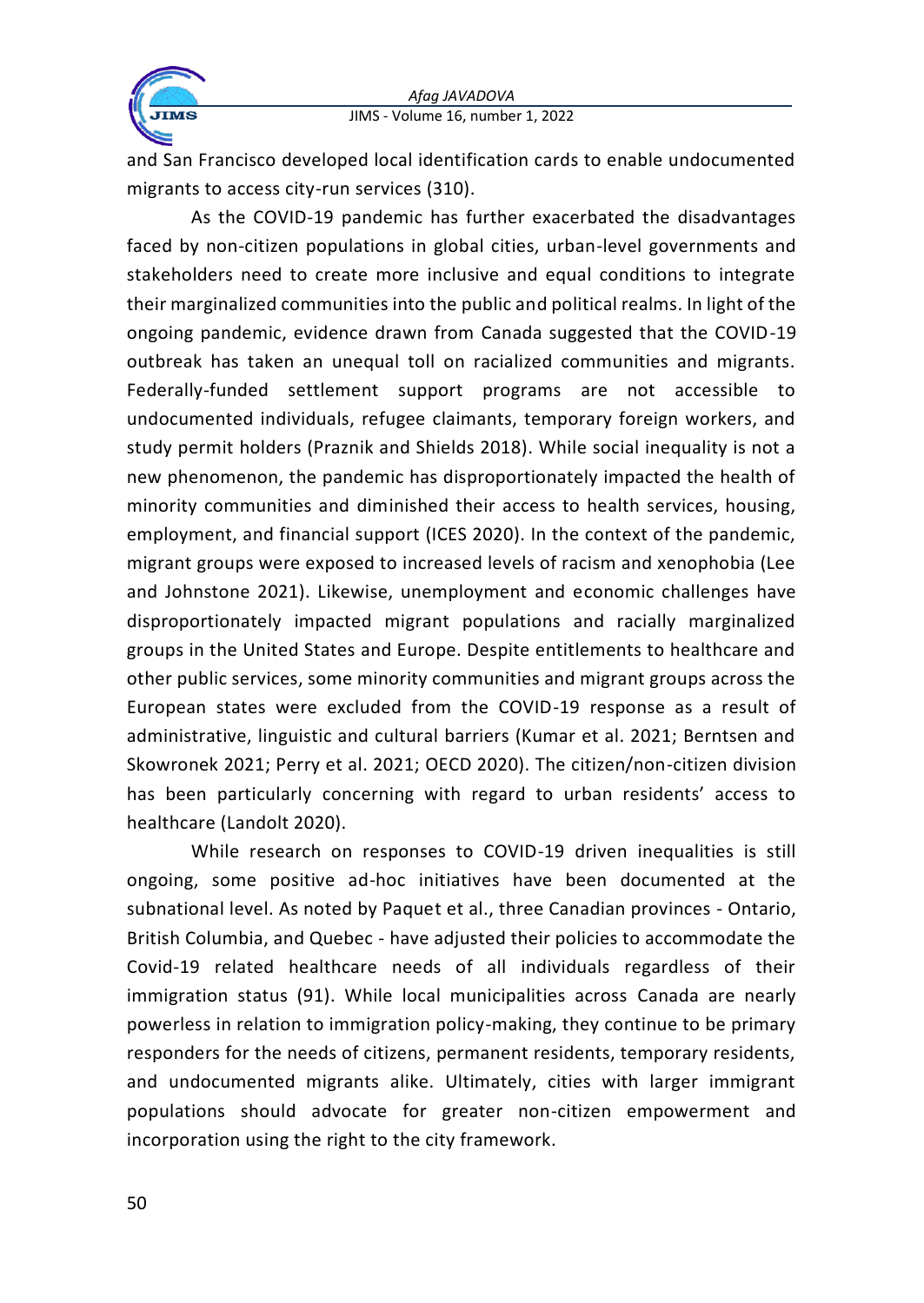and San Francisco developed local identification cards to enable undocumented migrants to access city-run services (310).

As the COVID-19 pandemic has further exacerbated the disadvantages faced by non-citizen populations in global cities, urban-level governments and stakeholders need to create more inclusive and equal conditions to integrate their marginalized communities into the public and political realms. In light of the ongoing pandemic, evidence drawn from Canada suggested that the COVID-19 outbreak has taken an unequal toll on racialized communities and migrants. Federally-funded settlement support programs are not accessible to undocumented individuals, refugee claimants, temporary foreign workers, and study permit holders (Praznik and Shields 2018). While social inequality is not a new phenomenon, the pandemic has disproportionately impacted the health of minority communities and diminished their access to health services, housing, employment, and financial support (ICES 2020). In the context of the pandemic, migrant groups were exposed to increased levels of racism and xenophobia (Lee and Johnstone 2021). Likewise, unemployment and economic challenges have disproportionately impacted migrant populations and racially marginalized groups in the United States and Europe. Despite entitlements to healthcare and other public services, some minority communities and migrant groups across the European states were excluded from the COVID-19 response as a result of administrative, linguistic and cultural barriers (Kumar et al. 2021; Berntsen and Skowronek 2021; Perry et al. 2021; OECD 2020). The citizen/non-citizen division has been particularly concerning with regard to urban residents' access to healthcare (Landolt 2020).

While research on responses to COVID-19 driven inequalities is still ongoing, some positive ad-hoc initiatives have been documented at the subnational level. As noted by Paquet et al., three Canadian provinces - Ontario, British Columbia, and Quebec - have adjusted their policies to accommodate the Covid-19 related healthcare needs of all individuals regardless of their immigration status (91). While local municipalities across Canada are nearly powerless in relation to immigration policy-making, they continue to be primary responders for the needs of citizens, permanent residents, temporary residents, and undocumented migrants alike. Ultimately, cities with larger immigrant populations should advocate for greater non-citizen empowerment and incorporation using the right to the city framework.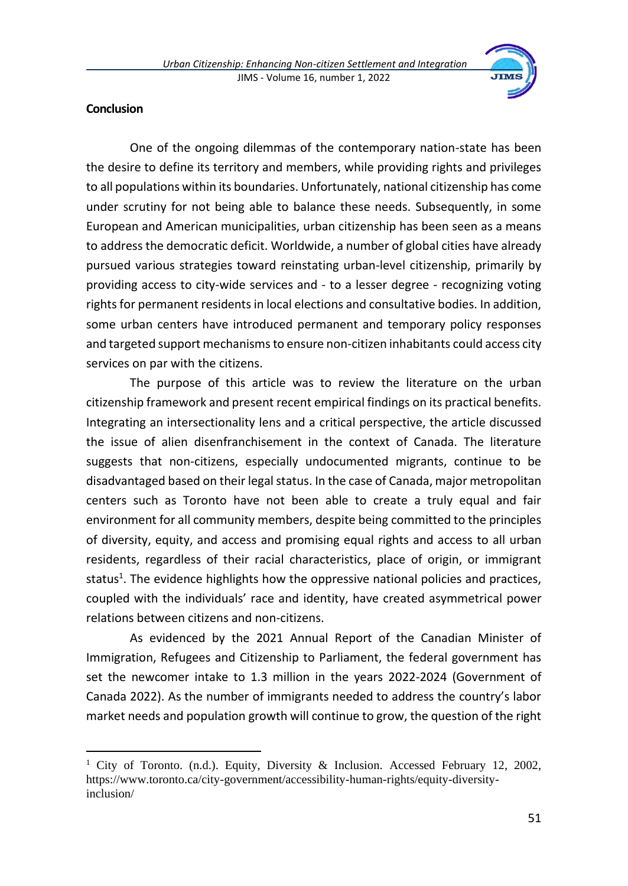## Conclusion

One of the ongoing dilemmas of the contemporary nation-state has been the desire to define its territory and members, while providing rights and privileges to all populations within its boundaries. Unfortunately, national citizenship has come under scrutiny for not being able to balance these needs. Subsequently, in some European and American municipalities, urban citizenship has been seen as a means to address the democratic deficit. Worldwide, a number of global cities have already pursued various strategies toward reinstating urban-level citizenship, primarily by providing access to city-wide services and - to a lesser degree - recognizing voting rights for permanent residents in local elections and consultative bodies. In addition, some urban centers have introduced permanent and temporary policy responses and targeted support mechanisms to ensure non-citizen inhabitants could access city services on par with the citizens.

The purpose of this article was to review the literature on the urban citizenship framework and present recent empirical findings on its practical benefits. Integrating an intersectionality lens and a critical perspective, the article discussed the issue of alien disenfranchisement in the context of Canada. The literature suggests that non-citizens, especially undocumented migrants, continue to be disadvantaged based on their legal status. In the case of Canada, major metropolitan centers such as Toronto have not been able to create a truly equal and fair environment for all community members, despite being committed to the principles of diversity, equity, and access and promising equal rights and access to all urban residents, regardless of their racial characteristics, place of origin, or immigrant status[1]. The evidence highlights how the oppressive national policies and practices, coupled with the individuals' race and identity, have created asymmetrical power relations between citizens and non-citizens.

As evidenced by the 2021 Annual Report of the Canadian Minister of Immigration, Refugees and Citizenship to Parliament, the federal government has set the newcomer intake to 1.3 million in the years 2022-2024 (Government of Canada 2022). As the number of immigrants needed to address the country's labor market needs and population growth will continue to grow, the question of the right

---

[1] City of Toronto. (n.d.). Equity, Diversity & Inclusion. Accessed February 12, 2002, https://www.toronto.ca/city-government/accessibility-human-rights/equity-diversity-inclusion/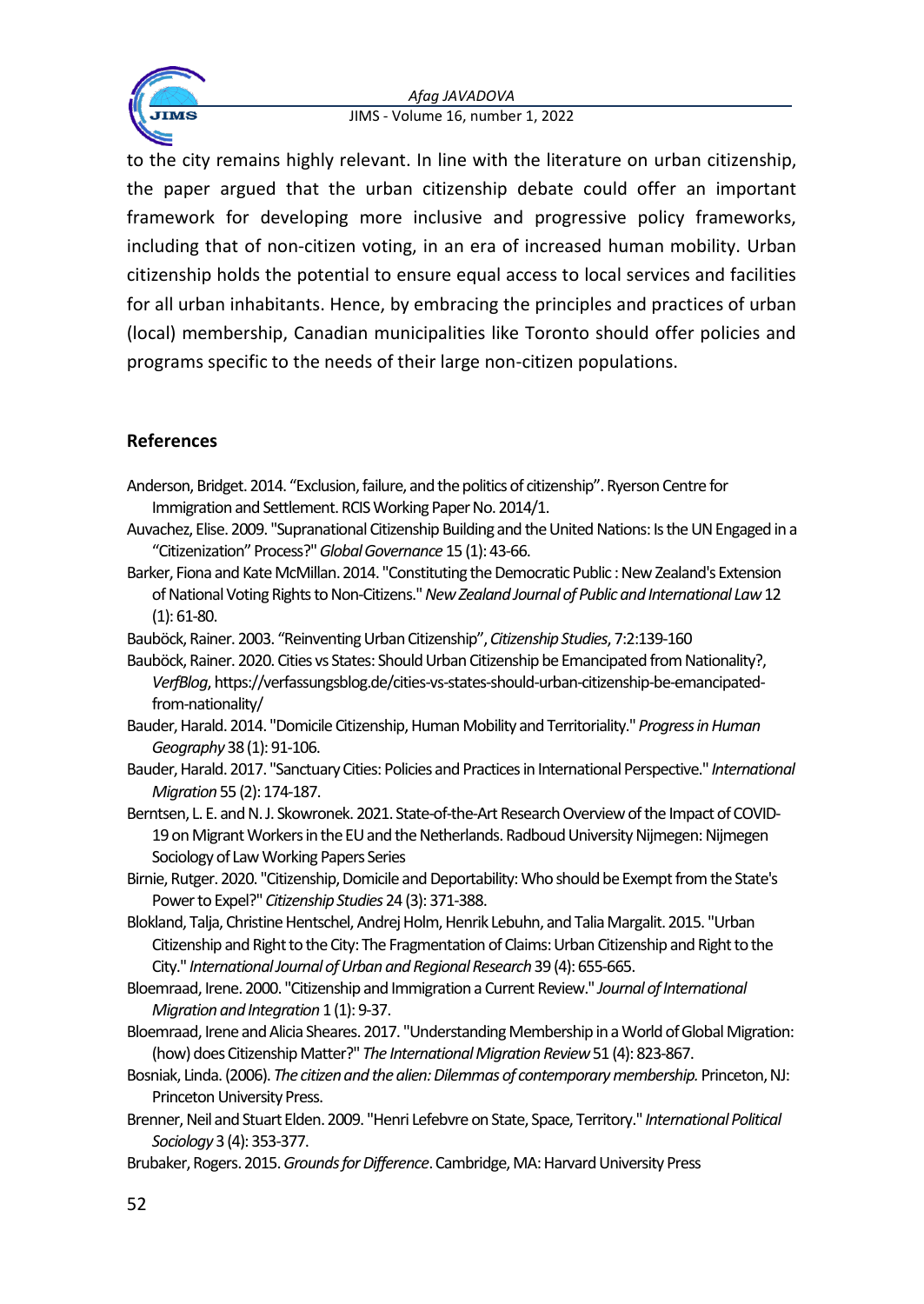to the city remains highly relevant. In line with the literature on urban citizenship, the paper argued that the urban citizenship debate could offer an important framework for developing more inclusive and progressive policy frameworks, including that of non-citizen voting, in an era of increased human mobility. Urban citizenship holds the potential to ensure equal access to local services and facilities for all urban inhabitants. Hence, by embracing the principles and practices of urban (local) membership, Canadian municipalities like Toronto should offer policies and programs specific to the needs of their large non-citizen populations.

## References

Anderson, Bridget. 2014. "Exclusion, failure, and the politics of citizenship". Ryerson Centre for Immigration and Settlement. RCIS Working Paper No. 2014/1.

Auvachez, Elise. 2009. "Supranational Citizenship Building and the United Nations: Is the UN Engaged in a "Citizenization" Process?" *Global Governance* 15 (1): 43-66.

Barker, Fiona and Kate McMillan. 2014. "Constituting the Democratic Public : New Zealand's Extension of National Voting Rights to Non-Citizens." *New Zealand Journal of Public and International Law* 12 (1): 61-80.

Bauböck, Rainer. 2003. "Reinventing Urban Citizenship", *Citizenship Studies*, 7:2:139-160

Bauböck, Rainer. 2020. Cities vs States: Should Urban Citizenship be Emancipated from Nationality?, *VerfBlog*, https://verfassungsblog.de/cities-vs-states-should-urban-citizenship-be-emancipated-from-nationality/

Bauder, Harald. 2014. "Domicile Citizenship, Human Mobility and Territoriality." *Progress in Human Geography* 38 (1): 91-106.

Bauder, Harald. 2017. "Sanctuary Cities: Policies and Practices in International Perspective." *International Migration* 55 (2): 174-187.

Berntsen, L. E. and N. J. Skowronek. 2021. State-of-the-Art Research Overview of the Impact of COVID-19 on Migrant Workers in the EU and the Netherlands. Radboud University Nijmegen: Nijmegen Sociology of Law Working Papers Series

Birnie, Rutger. 2020. "Citizenship, Domicile and Deportability: Who should be Exempt from the State's Power to Expel?" *Citizenship Studies* 24 (3): 371-388.

Blokland, Talja, Christine Hentschel, Andrej Holm, Henrik Lebuhn, and Talia Margalit. 2015. "Urban Citizenship and Right to the City: The Fragmentation of Claims: Urban Citizenship and Right to the City." *International Journal of Urban and Regional Research* 39 (4): 655-665.

Bloemraad, Irene. 2000. "Citizenship and Immigration a Current Review." *Journal of International Migration and Integration* 1 (1): 9-37.

Bloemraad, Irene and Alicia Sheares. 2017. "Understanding Membership in a World of Global Migration: (how) does Citizenship Matter?" *The International Migration Review* 51 (4): 823-867.

Bosniak, Linda. (2006). *The citizen and the alien: Dilemmas of contemporary membership.* Princeton, NJ: Princeton University Press.

Brenner, Neil and Stuart Elden. 2009. "Henri Lefebvre on State, Space, Territory." *International Political Sociology* 3 (4): 353-377.

Brubaker, Rogers. 2015. *Grounds for Difference*. Cambridge, MA: Harvard University Press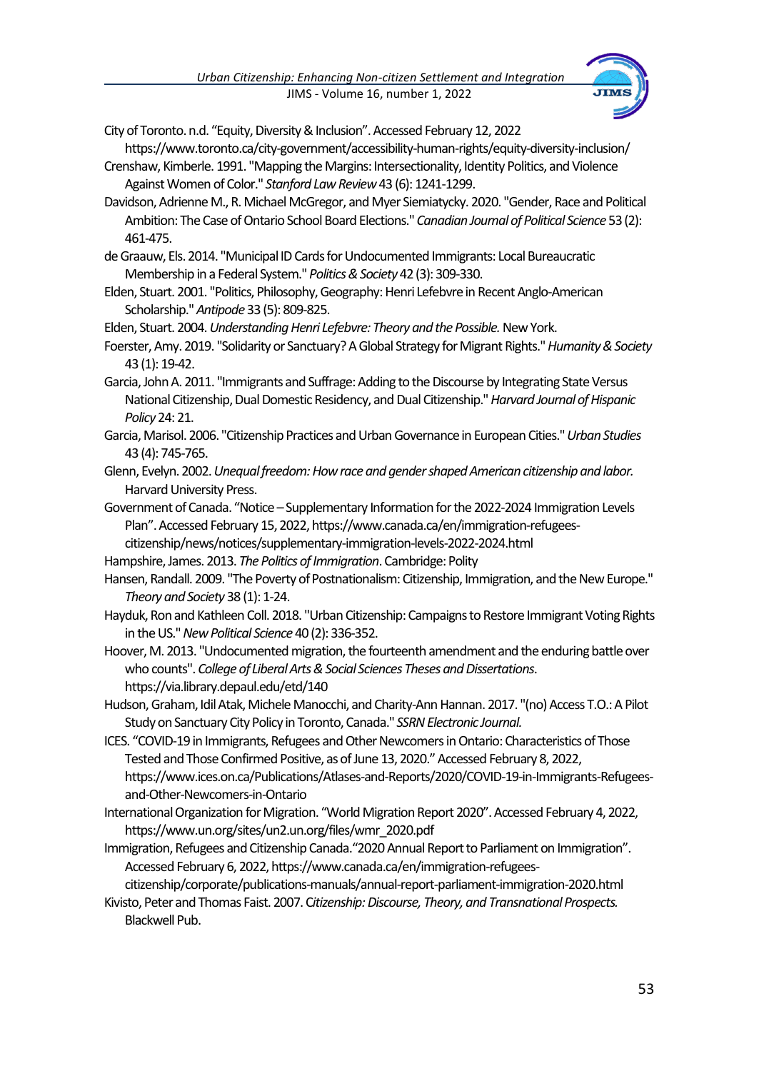City of Toronto. n.d. "Equity, Diversity & Inclusion". Accessed February 12, 2022 https://www.toronto.ca/city-government/accessibility-human-rights/equity-diversity-inclusion/

Crenshaw, Kimberle. 1991. "Mapping the Margins: Intersectionality, Identity Politics, and Violence Against Women of Color." *Stanford Law Review* 43 (6): 1241-1299.

Davidson, Adrienne M., R. Michael McGregor, and Myer Siemiatycky. 2020. "Gender, Race and Political Ambition: The Case of Ontario School Board Elections." *Canadian Journal of Political Science* 53 (2): 461-475.

de Graauw, Els. 2014. "Municipal ID Cards for Undocumented Immigrants: Local Bureaucratic Membership in a Federal System." *Politics & Society* 42 (3): 309-330.

Elden, Stuart. 2001. "Politics, Philosophy, Geography: Henri Lefebvre in Recent Anglo-American Scholarship." *Antipode* 33 (5): 809-825.

Elden, Stuart. 2004. *Understanding Henri Lefebvre: Theory and the Possible.* New York.

Foerster, Amy. 2019. "Solidarity or Sanctuary? A Global Strategy for Migrant Rights." *Humanity & Society* 43 (1): 19-42.

Garcia, John A. 2011. "Immigrants and Suffrage: Adding to the Discourse by Integrating State Versus National Citizenship, Dual Domestic Residency, and Dual Citizenship." *Harvard Journal of Hispanic Policy* 24: 21.

Garcia, Marisol. 2006. "Citizenship Practices and Urban Governance in European Cities." *Urban Studies* 43 (4): 745-765.

Glenn, Evelyn. 2002. *Unequal freedom: How race and gender shaped American citizenship and labor.* Harvard University Press.

Government of Canada. "Notice – Supplementary Information for the 2022-2024 Immigration Levels Plan". Accessed February 15, 2022, https://www.canada.ca/en/immigration-refugees-citizenship/news/notices/supplementary-immigration-levels-2022-2024.html

Hampshire, James. 2013. *The Politics of Immigration*. Cambridge: Polity

Hansen, Randall. 2009. "The Poverty of Postnationalism: Citizenship, Immigration, and the New Europe." *Theory and Society* 38 (1): 1-24.

Hayduk, Ron and Kathleen Coll. 2018. "Urban Citizenship: Campaigns to Restore Immigrant Voting Rights in the US." *New Political Science* 40 (2): 336-352.

Hoover, M. 2013. "Undocumented migration, the fourteenth amendment and the enduring battle over who counts". *College of Liberal Arts & Social Sciences Theses and Dissertations*. https://via.library.depaul.edu/etd/140

Hudson, Graham, Idil Atak, Michele Manocchi, and Charity-Ann Hannan. 2017. "(no) Access T.O.: A Pilot Study on Sanctuary City Policy in Toronto, Canada." *SSRN Electronic Journal.*

ICES. "COVID-19 in Immigrants, Refugees and Other Newcomers in Ontario: Characteristics of Those Tested and Those Confirmed Positive, as of June 13, 2020." Accessed February 8, 2022, https://www.ices.on.ca/Publications/Atlases-and-Reports/2020/COVID-19-in-Immigrants-Refugees-and-Other-Newcomers-in-Ontario

International Organization for Migration. "World Migration Report 2020". Accessed February 4, 2022, https://www.un.org/sites/un2.un.org/files/wmr_2020.pdf

Immigration, Refugees and Citizenship Canada."2020 Annual Report to Parliament on Immigration". Accessed February 6, 2022, https://www.canada.ca/en/immigration-refugees-citizenship/corporate/publications-manuals/annual-report-parliament-immigration-2020.html

Kivisto, Peter and Thomas Faist. 2007. *Citizenship: Discourse, Theory, and Transnational Prospects.* Blackwell Pub.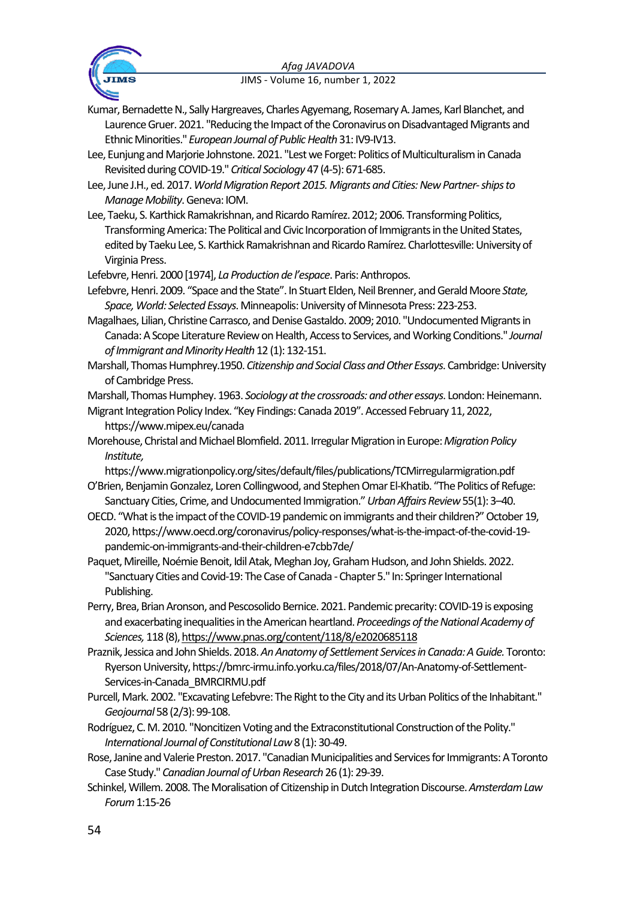Kumar, Bernadette N., Sally Hargreaves, Charles Agyemang, Rosemary A. James, Karl Blanchet, and Laurence Gruer. 2021. "Reducing the Impact of the Coronavirus on Disadvantaged Migrants and Ethnic Minorities." *European Journal of Public Health* 31: IV9-IV13.

Lee, Eunjung and Marjorie Johnstone. 2021. "Lest we Forget: Politics of Multiculturalism in Canada Revisited during COVID-19." *Critical Sociology* 47 (4-5): 671-685.

Lee, June J.H., ed. 2017. *World Migration Report 2015. Migrants and Cities: New Partner- ships to Manage Mobility*. Geneva: IOM.

Lee, Taeku, S. Karthick Ramakrishnan, and Ricardo Ramírez. 2012; 2006. Transforming Politics, Transforming America: The Political and Civic Incorporation of Immigrants in the United States, edited by Taeku Lee, S. Karthick Ramakrishnan and Ricardo Ramírez. Charlottesville: University of Virginia Press.

Lefebvre, Henri. 2000 [1974], *La Production de l'espace*. Paris: Anthropos.

Lefebvre, Henri. 2009. "Space and the State". In Stuart Elden, Neil Brenner, and Gerald Moore *State, Space, World: Selected Essays*. Minneapolis: University of Minnesota Press: 223-253.

Magalhaes, Lilian, Christine Carrasco, and Denise Gastaldo. 2009; 2010. "Undocumented Migrants in Canada: A Scope Literature Review on Health, Access to Services, and Working Conditions." *Journal of Immigrant and Minority Health* 12 (1): 132-151.

Marshall, Thomas Humphrey.1950. *Citizenship and Social Class and Other Essays*. Cambridge: University of Cambridge Press.

Marshall, Thomas Humphey. 1963. *Sociology at the crossroads: and other essays*. London: Heinemann.

Migrant Integration Policy Index. "Key Findings: Canada 2019". Accessed February 11, 2022, https://www.mipex.eu/canada

Morehouse, Christal and Michael Blomfield. 2011. Irregular Migration in Europe: *Migration Policy Institute*, https://www.migrationpolicy.org/sites/default/files/publications/TCMirregularmigration.pdf

O'Brien, Benjamin Gonzalez, Loren Collingwood, and Stephen Omar El-Khatib. "The Politics of Refuge: Sanctuary Cities, Crime, and Undocumented Immigration." *Urban Affairs Review* 55(1): 3–40.

OECD. "What is the impact of the COVID-19 pandemic on immigrants and their children?" October 19, 2020, https://www.oecd.org/coronavirus/policy-responses/what-is-the-impact-of-the-covid-19-pandemic-on-immigrants-and-their-children-e7cbb7de/

Paquet, Mireille, Noémie Benoit, Idil Atak, Meghan Joy, Graham Hudson, and John Shields. 2022. "Sanctuary Cities and Covid-19: The Case of Canada - Chapter 5." In: Springer International Publishing.

Perry, Brea, Brian Aronson, and Pescosolido Bernice. 2021. Pandemic precarity: COVID-19 is exposing and exacerbating inequalities in the American heartland. *Proceedings of the National Academy of Sciences,* 118 (8), https://www.pnas.org/content/118/8/e2020685118

Praznik, Jessica and John Shields. 2018. *An Anatomy of Settlement Services in Canada: A Guide.* Toronto: Ryerson University, https://bmrc-irmu.info.yorku.ca/files/2018/07/An-Anatomy-of-Settlement-Services-in-Canada_BMRCIRMU.pdf

Purcell, Mark. 2002. "Excavating Lefebvre: The Right to the City and its Urban Politics of the Inhabitant." *Geojournal* 58 (2/3): 99-108.

Rodríguez, C. M. 2010. "Noncitizen Voting and the Extraconstitutional Construction of the Polity." *International Journal of Constitutional Law* 8 (1): 30-49.

Rose, Janine and Valerie Preston. 2017. "Canadian Municipalities and Services for Immigrants: A Toronto Case Study." *Canadian Journal of Urban Research* 26 (1): 29-39.

Schinkel, Willem. 2008. The Moralisation of Citizenship in Dutch Integration Discourse. *Amsterdam Law Forum* 1:15-26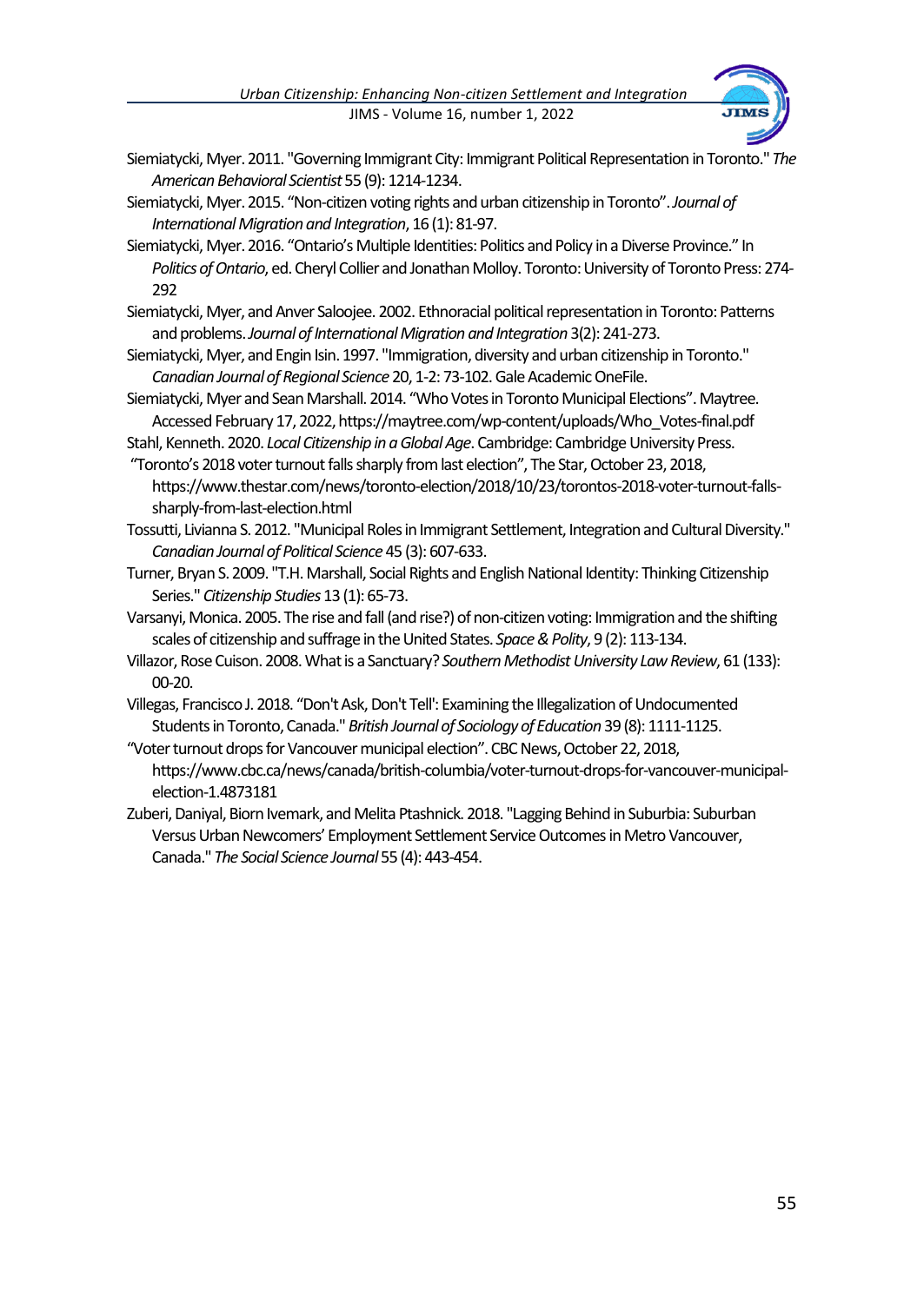Siemiatycki, Myer. 2011. "Governing Immigrant City: Immigrant Political Representation in Toronto." *The American Behavioral Scientist* 55 (9): 1214-1234.

Siemiatycki, Myer. 2015. "Non-citizen voting rights and urban citizenship in Toronto". *Journal of International Migration and Integration*, 16 (1): 81-97.

Siemiatycki, Myer. 2016. "Ontario's Multiple Identities: Politics and Policy in a Diverse Province." In *Politics of Ontario*, ed. Cheryl Collier and Jonathan Molloy. Toronto: University of Toronto Press: 274-292

Siemiatycki, Myer, and Anver Saloojee. 2002. Ethnoracial political representation in Toronto: Patterns and problems. *Journal of International Migration and Integration* 3(2): 241-273.

Siemiatycki, Myer, and Engin Isin. 1997. "Immigration, diversity and urban citizenship in Toronto." *Canadian Journal of Regional Science* 20, 1-2: 73-102. Gale Academic OneFile.

Siemiatycki, Myer and Sean Marshall. 2014. "Who Votes in Toronto Municipal Elections". Maytree. Accessed February 17, 2022, https://maytree.com/wp-content/uploads/Who_Votes-final.pdf

Stahl, Kenneth. 2020. *Local Citizenship in a Global Age*. Cambridge: Cambridge University Press.

"Toronto's 2018 voter turnout falls sharply from last election", The Star, October 23, 2018, https://www.thestar.com/news/toronto-election/2018/10/23/torontos-2018-voter-turnout-falls-sharply-from-last-election.html

Tossutti, Livianna S. 2012. "Municipal Roles in Immigrant Settlement, Integration and Cultural Diversity." *Canadian Journal of Political Science* 45 (3): 607-633.

Turner, Bryan S. 2009. "T.H. Marshall, Social Rights and English National Identity: Thinking Citizenship Series." *Citizenship Studies* 13 (1): 65-73.

Varsanyi, Monica. 2005. The rise and fall (and rise?) of non-citizen voting: Immigration and the shifting scales of citizenship and suffrage in the United States. *Space & Polity*, 9 (2): 113-134.

Villazor, Rose Cuison. 2008. What is a Sanctuary? *Southern Methodist University Law Review*, 61 (133): 00-20.

Villegas, Francisco J. 2018. "Don't Ask, Don't Tell': Examining the Illegalization of Undocumented Students in Toronto, Canada." *British Journal of Sociology of Education* 39 (8): 1111-1125.

"Voter turnout drops for Vancouver municipal election". CBC News, October 22, 2018, https://www.cbc.ca/news/canada/british-columbia/voter-turnout-drops-for-vancouver-municipal-election-1.4873181

Zuberi, Daniyal, Biorn Ivemark, and Melita Ptashnick. 2018. "Lagging Behind in Suburbia: Suburban Versus Urban Newcomers' Employment Settlement Service Outcomes in Metro Vancouver, Canada." *The Social Science Journal* 55 (4): 443-454.